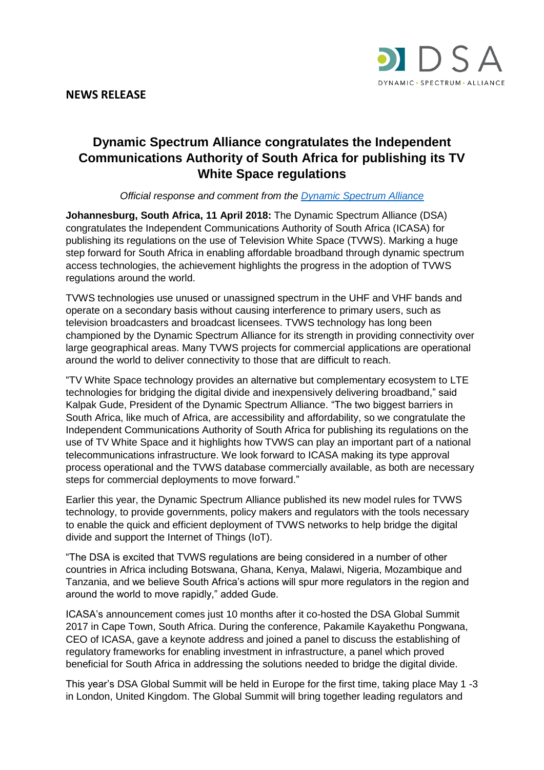**NEWS RELEASE**

# Dynamic Spectrum Alliance congratulates the Independent Communications Authority of South Africa for publishing its TV White Space regulations

*Official response and comment from the [Dynamic Spectrum Alliance]()*

**Johannesburg, South Africa, 11 April 2018:** The Dynamic Spectrum Alliance (DSA) congratulates the Independent Communications Authority of South Africa (ICASA) for publishing its regulations on the use of Television White Space (TVWS). Marking a huge step forward for South Africa in enabling affordable broadband through dynamic spectrum access technologies, the achievement highlights the progress in the adoption of TVWS regulations around the world.

TVWS technologies use unused or unassigned spectrum in the UHF and VHF bands and operate on a secondary basis without causing interference to primary users, such as television broadcasters and broadcast licensees. TVWS technology has long been championed by the Dynamic Spectrum Alliance for its strength in providing connectivity over large geographical areas. Many TVWS projects for commercial applications are operational around the world to deliver connectivity to those that are difficult to reach.

"TV White Space technology provides an alternative but complementary ecosystem to LTE technologies for bridging the digital divide and inexpensively delivering broadband," said Kalpak Gude, President of the Dynamic Spectrum Alliance. "The two biggest barriers in South Africa, like much of Africa, are accessibility and affordability, so we congratulate the Independent Communications Authority of South Africa for publishing its regulations on the use of TV White Space and it highlights how TVWS can play an important part of a national telecommunications infrastructure. We look forward to ICASA making its type approval process operational and the TVWS database commercially available, as both are necessary steps for commercial deployments to move forward."

Earlier this year, the Dynamic Spectrum Alliance published its new model rules for TVWS technology, to provide governments, policy makers and regulators with the tools necessary to enable the quick and efficient deployment of TVWS networks to help bridge the digital divide and support the Internet of Things (IoT).

"The DSA is excited that TVWS regulations are being considered in a number of other countries in Africa including Botswana, Ghana, Kenya, Malawi, Nigeria, Mozambique and Tanzania, and we believe South Africa's actions will spur more regulators in the region and around the world to move rapidly," added Gude.

ICASA's announcement comes just 10 months after it co-hosted the DSA Global Summit 2017 in Cape Town, South Africa. During the conference, Pakamile Kayakethu Pongwana, CEO of ICASA, gave a keynote address and joined a panel to discuss the establishing of regulatory frameworks for enabling investment in infrastructure, a panel which proved beneficial for South Africa in addressing the solutions needed to bridge the digital divide.

This year's DSA Global Summit will be held in Europe for the first time, taking place May 1 -3 in London, United Kingdom. The Global Summit will bring together leading regulators and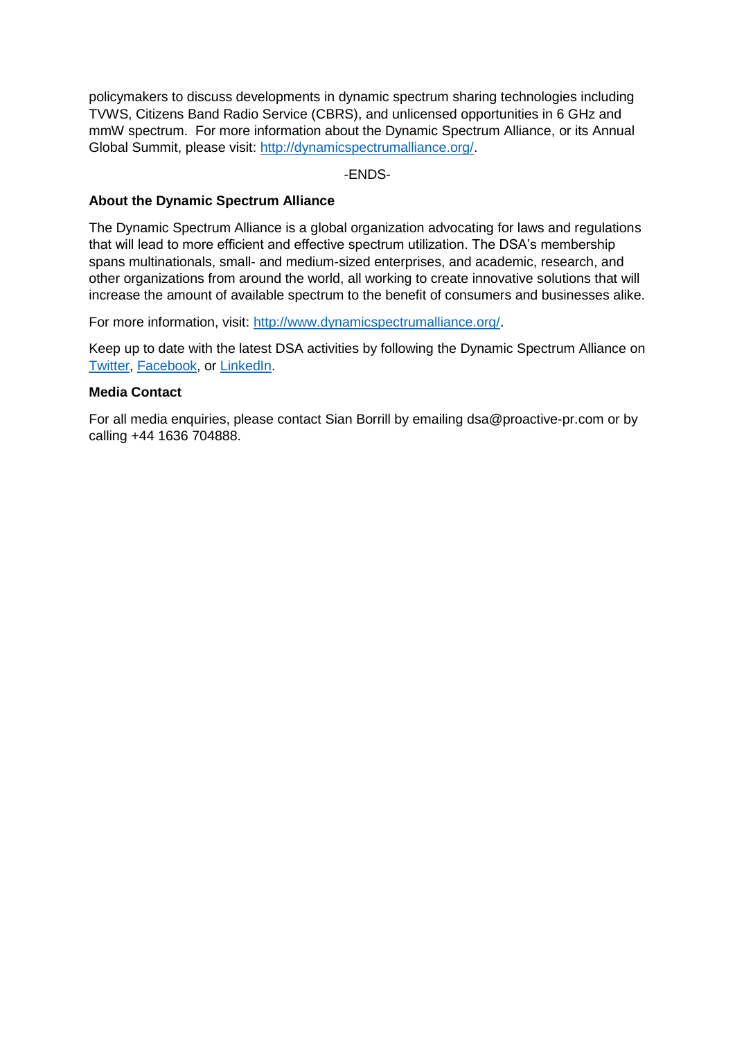policymakers to discuss developments in dynamic spectrum sharing technologies including TVWS, Citizens Band Radio Service (CBRS), and unlicensed opportunities in 6 GHz and mmW spectrum. For more information about the Dynamic Spectrum Alliance, or its Annual Global Summit, please visit: [http://dynamicspectrumalliance.org/](http://dynamicspectrumalliance.org/).

-ENDS-

**About the Dynamic Spectrum Alliance**

The Dynamic Spectrum Alliance is a global organization advocating for laws and regulations that will lead to more efficient and effective spectrum utilization. The DSA's membership spans multinationals, small- and medium-sized enterprises, and academic, research, and other organizations from around the world, all working to create innovative solutions that will increase the amount of available spectrum to the benefit of consumers and businesses alike.

For more information, visit: [http://www.dynamicspectrumalliance.org/](http://www.dynamicspectrumalliance.org/).

Keep up to date with the latest DSA activities by following the Dynamic Spectrum Alliance on Twitter, Facebook, or LinkedIn.

**Media Contact**

For all media enquiries, please contact Sian Borrill by emailing dsa@proactive-pr.com or by calling +44 1636 704888.